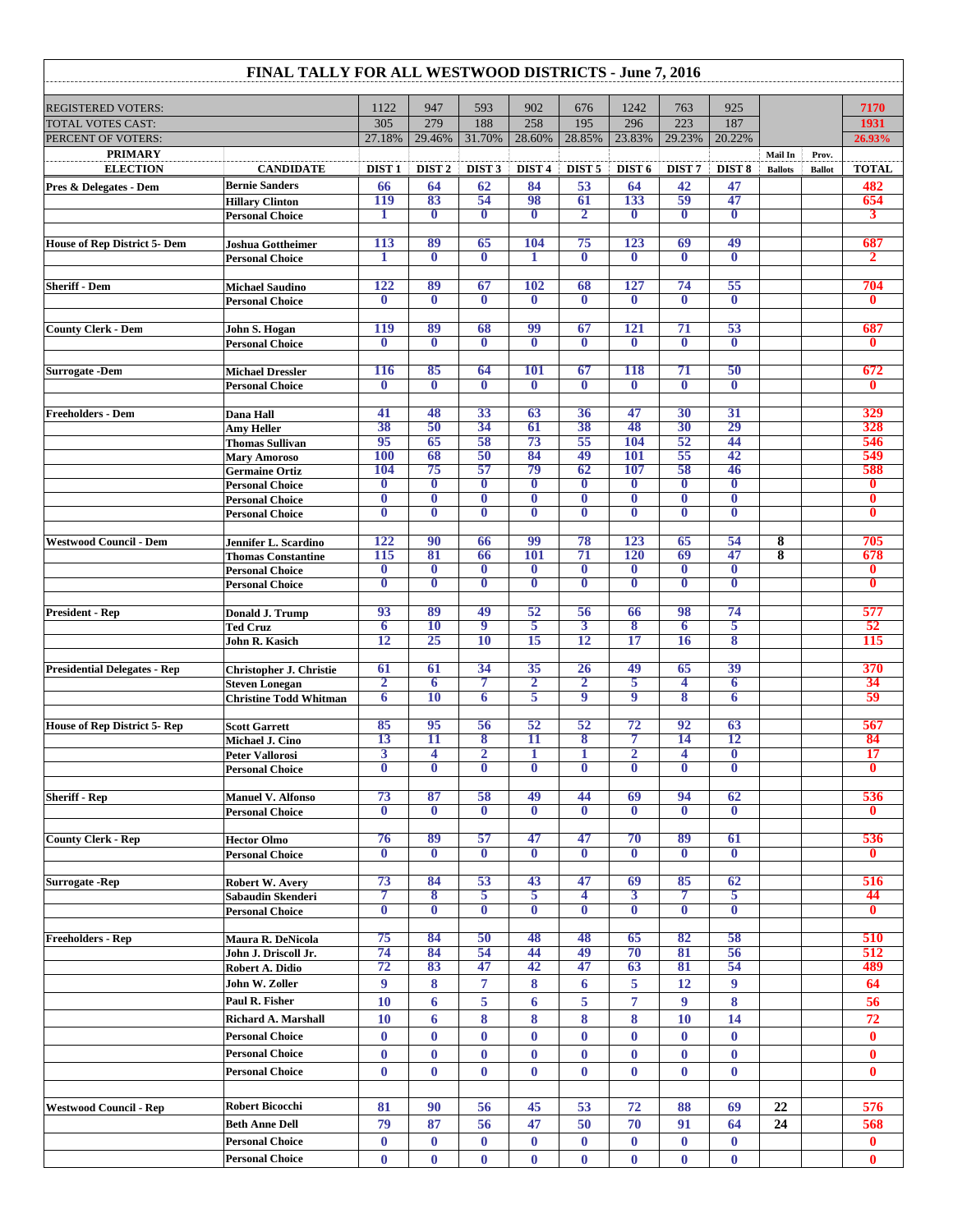# FINAL TALLY FOR ALL WESTWOOD DISTRICTS - June 7, 2016

| | | | | | | | | | | | | |
|---|---|---|---|---|---|---|---|---|---|---|---|---|
| REGISTERED VOTERS: | | 1122 | 947 | 593 | 902 | 676 | 1242 | 763 | 925 | | | 7170 |
| TOTAL VOTES CAST: | | 305 | 279 | 188 | 258 | 195 | 296 | 223 | 187 | | | 1931 |
| PERCENT OF VOTERS: | | 27.18% | 29.46% | 31.70% | 28.60% | 28.85% | 23.83% | 29.23% | 20.22% | | | 26.93% |
| **PRIMARY ELECTION** | **CANDIDATE** | **DIST 1** | **DIST 2** | **DIST 3** | **DIST 4** | **DIST 5** | **DIST 6** | **DIST 7** | **DIST 8** | **Mail In Ballots** | **Prov. Ballot** | **TOTAL** |
| **Pres & Delegates - Dem** | **Bernie Sanders** | 66 | 64 | 62 | 84 | 53 | 64 | 42 | 47 | | | 482 |
| | **Hillary Clinton** | 119 | 83 | 54 | 98 | 61 | 133 | 59 | 47 | | | 654 |
| | **Personal Choice** | 1 | 0 | 0 | 0 | 2 | 0 | 0 | 0 | | | 3 |
| | | | | | | | | | | | | |
| **House of Rep District 5- Dem** | **Joshua Gottheimer** | 113 | 89 | 65 | 104 | 75 | 123 | 69 | 49 | | | 687 |
| | **Personal Choice** | 1 | 0 | 0 | 1 | 0 | 0 | 0 | 0 | | | 2 |
| | | | | | | | | | | | | |
| **Sheriff - Dem** | **Michael Saudino** | 122 | 89 | 67 | 102 | 68 | 127 | 74 | 55 | | | 704 |
| | **Personal Choice** | 0 | 0 | 0 | 0 | 0 | 0 | 0 | 0 | | | 0 |
| | | | | | | | | | | | | |
| **County Clerk - Dem** | **John S. Hogan** | 119 | 89 | 68 | 99 | 67 | 121 | 71 | 53 | | | 687 |
| | **Personal Choice** | 0 | 0 | 0 | 0 | 0 | 0 | 0 | 0 | | | 0 |
| | | | | | | | | | | | | |
| **Surrogate -Dem** | **Michael Dressler** | 116 | 85 | 64 | 101 | 67 | 118 | 71 | 50 | | | 672 |
| | **Personal Choice** | 0 | 0 | 0 | 0 | 0 | 0 | 0 | 0 | | | 0 |
| | | | | | | | | | | | | |
| **Freeholders - Dem** | **Dana Hall** | 41 | 48 | 33 | 63 | 36 | 47 | 30 | 31 | | | 329 |
| | **Amy Heller** | 38 | 50 | 34 | 61 | 38 | 48 | 30 | 29 | | | 328 |
| | **Thomas Sullivan** | 95 | 65 | 58 | 73 | 55 | 104 | 52 | 44 | | | 546 |
| | **Mary Amoroso** | 100 | 68 | 50 | 84 | 49 | 101 | 55 | 42 | | | 549 |
| | **Germaine Ortiz** | 104 | 75 | 57 | 79 | 62 | 107 | 58 | 46 | | | 588 |
| | **Personal Choice** | 0 | 0 | 0 | 0 | 0 | 0 | 0 | 0 | | | 0 |
| | **Personal Choice** | 0 | 0 | 0 | 0 | 0 | 0 | 0 | 0 | | | 0 |
| | **Personal Choice** | 0 | 0 | 0 | 0 | 0 | 0 | 0 | 0 | | | 0 |
| | | | | | | | | | | | | |
| **Westwood Council - Dem** | **Jennifer L. Scardino** | 122 | 90 | 66 | 99 | 78 | 123 | 65 | 54 | 8 | | 705 |
| | **Thomas Constantine** | 115 | 81 | 66 | 101 | 71 | 120 | 69 | 47 | 8 | | 678 |
| | **Personal Choice** | 0 | 0 | 0 | 0 | 0 | 0 | 0 | 0 | | | 0 |
| | **Personal Choice** | 0 | 0 | 0 | 0 | 0 | 0 | 0 | 0 | | | 0 |
| | | | | | | | | | | | | |
| **President - Rep** | **Donald J. Trump** | 93 | 89 | 49 | 52 | 56 | 66 | 98 | 74 | | | 577 |
| | **Ted Cruz** | 6 | 10 | 9 | 5 | 3 | 8 | 6 | 5 | | | 52 |
| | **John R. Kasich** | 12 | 25 | 10 | 15 | 12 | 17 | 16 | 8 | | | 115 |
| | | | | | | | | | | | | |
| **Presidential Delegates - Rep** | **Christopher J. Christie** | 61 | 61 | 34 | 35 | 26 | 49 | 65 | 39 | | | 370 |
| | **Steven Lonegan** | 2 | 6 | 7 | 2 | 2 | 5 | 4 | 6 | | | 34 |
| | **Christine Todd Whitman** | 6 | 10 | 6 | 5 | 9 | 9 | 8 | 6 | | | 59 |
| | | | | | | | | | | | | |
| **House of Rep District 5- Rep** | **Scott Garrett** | 85 | 95 | 56 | 52 | 52 | 72 | 92 | 63 | | | 567 |
| | **Michael J. Cino** | 13 | 11 | 8 | 11 | 8 | 7 | 14 | 12 | | | 84 |
| | **Peter Vallorosi** | 3 | 4 | 2 | 1 | 1 | 2 | 4 | 0 | | | 17 |
| | **Personal Choice** | 0 | 0 | 0 | 0 | 0 | 0 | 0 | 0 | | | 0 |
| | | | | | | | | | | | | |
| **Sheriff - Rep** | **Manuel V. Alfonso** | 73 | 87 | 58 | 49 | 44 | 69 | 94 | 62 | | | 536 |
| | **Personal Choice** | 0 | 0 | 0 | 0 | 0 | 0 | 0 | 0 | | | 0 |
| | | | | | | | | | | | | |
| **County Clerk - Rep** | **Hector Olmo** | 76 | 89 | 57 | 47 | 47 | 70 | 89 | 61 | | | 536 |
| | **Personal Choice** | 0 | 0 | 0 | 0 | 0 | 0 | 0 | 0 | | | 0 |
| | | | | | | | | | | | | |
| **Surrogate -Rep** | **Robert W. Avery** | 73 | 84 | 53 | 43 | 47 | 69 | 85 | 62 | | | 516 |
| | **Sabaudin Skenderi** | 7 | 8 | 5 | 5 | 4 | 3 | 7 | 5 | | | 44 |
| | **Personal Choice** | 0 | 0 | 0 | 0 | 0 | 0 | 0 | 0 | | | 0 |
| | | | | | | | | | | | | |
| **Freeholders - Rep** | **Maura R. DeNicola** | 75 | 84 | 50 | 48 | 48 | 65 | 82 | 58 | | | 510 |
| | **John J. Driscoll Jr.** | 74 | 84 | 54 | 44 | 49 | 70 | 81 | 56 | | | 512 |
| | **Robert A. Didio** | 72 | 83 | 47 | 42 | 47 | 63 | 81 | 54 | | | 489 |
| | **John W. Zoller** | 9 | 8 | 7 | 8 | 6 | 5 | 12 | 9 | | | 64 |
| | **Paul R. Fisher** | 10 | 6 | 5 | 6 | 5 | 7 | 9 | 8 | | | 56 |
| | **Richard A. Marshall** | 10 | 6 | 8 | 8 | 8 | 8 | 10 | 14 | | | 72 |
| | **Personal Choice** | 0 | 0 | 0 | 0 | 0 | 0 | 0 | 0 | | | 0 |
| | **Personal Choice** | 0 | 0 | 0 | 0 | 0 | 0 | 0 | 0 | | | 0 |
| | **Personal Choice** | 0 | 0 | 0 | 0 | 0 | 0 | 0 | 0 | | | 0 |
| | | | | | | | | | | | | |
| **Westwood Council - Rep** | **Robert Bicocchi** | 81 | 90 | 56 | 45 | 53 | 72 | 88 | 69 | 22 | | 576 |
| | **Beth Anne Dell** | 79 | 87 | 56 | 47 | 50 | 70 | 91 | 64 | 24 | | 568 |
| | **Personal Choice** | 0 | 0 | 0 | 0 | 0 | 0 | 0 | 0 | | | 0 |
| | **Personal Choice** | 0 | 0 | 0 | 0 | 0 | 0 | 0 | 0 | | | 0 |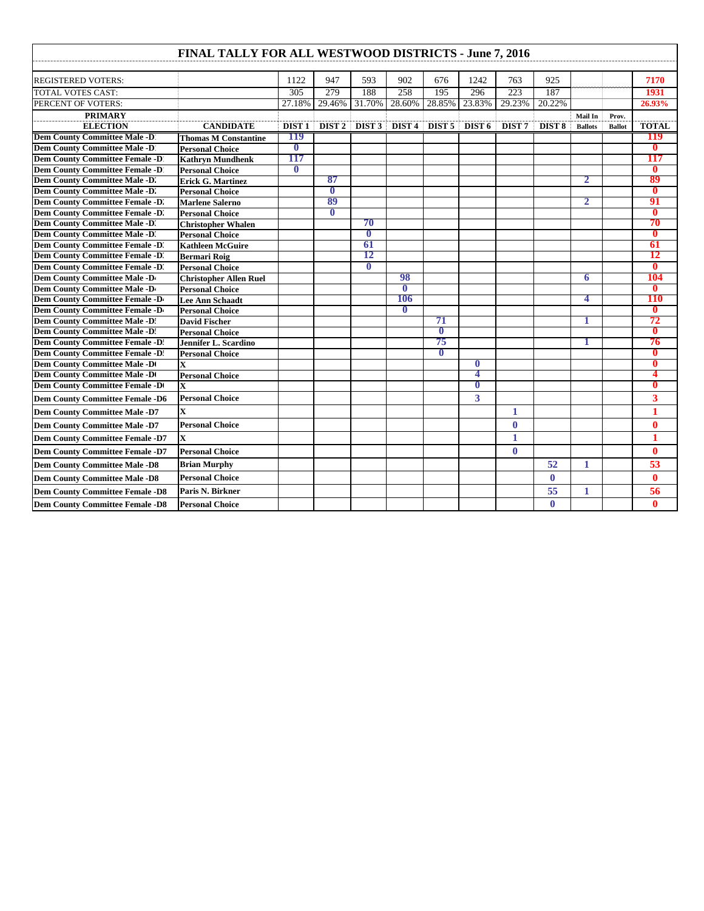# FINAL TALLY FOR ALL WESTWOOD DISTRICTS - June 7, 2016

| | | | | | | | | | | | | |
|---|---|---|---|---|---|---|---|---|---|---|---|---|
| REGISTERED VOTERS: | | 1122 | 947 | 593 | 902 | 676 | 1242 | 763 | 925 | | | 7170 |
| TOTAL VOTES CAST: | | 305 | 279 | 188 | 258 | 195 | 296 | 223 | 187 | | | 1931 |
| PERCENT OF VOTERS: | | 27.18% | 29.46% | 31.70% | 28.60% | 28.85% | 23.83% | 29.23% | 20.22% | | | 26.93% |
| PRIMARY ELECTION | CANDIDATE | DIST 1 | DIST 2 | DIST 3 | DIST 4 | DIST 5 | DIST 6 | DIST 7 | DIST 8 | Mail In Ballots | Prov. Ballot | TOTAL |
| Dem County Committee Male -D1 | Thomas M Constantine | 119 | | | | | | | | | | 119 |
| Dem County Committee Male -D1 | Personal Choice | 0 | | | | | | | | | | 0 |
| Dem County Committee Female -D1 | Kathryn Mundhenk | 117 | | | | | | | | | | 117 |
| Dem County Committee Female -D1 | Personal Choice | 0 | | | | | | | | | | 0 |
| Dem County Committee Male -D2 | Erick G. Martinez | | 87 | | | | | | | 2 | | 89 |
| Dem County Committee Male -D2 | Personal Choice | | 0 | | | | | | | | | 0 |
| Dem County Committee Female -D2 | Marlene Salerno | | 89 | | | | | | | 2 | | 91 |
| Dem County Committee Female -D2 | Personal Choice | | 0 | | | | | | | | | 0 |
| Dem County Committee Male -D3 | Christopher Whalen | | | 70 | | | | | | | | 70 |
| Dem County Committee Male -D3 | Personal Choice | | | 0 | | | | | | | | 0 |
| Dem County Committee Female -D3 | Kathleen McGuire | | | 61 | | | | | | | | 61 |
| Dem County Committee Female -D3 | Bermari Roig | | | 12 | | | | | | | | 12 |
| Dem County Committee Female -D3 | Personal Choice | | | 0 | | | | | | | | 0 |
| Dem County Committee Male -D4 | Christopher Allen Ruel | | | | 98 | | | | | 6 | | 104 |
| Dem County Committee Male -D4 | Personal Choice | | | | 0 | | | | | | | 0 |
| Dem County Committee Female -D4 | Lee Ann Schaadt | | | | 106 | | | | | 4 | | 110 |
| Dem County Committee Female -D4 | Personal Choice | | | | 0 | | | | | | | 0 |
| Dem County Committee Male -D5 | David Fischer | | | | | 71 | | | | 1 | | 72 |
| Dem County Committee Male -D5 | Personal Choice | | | | | 0 | | | | | | 0 |
| Dem County Committee Female -D5 | Jennifer L. Scardino | | | | | 75 | | | | 1 | | 76 |
| Dem County Committee Female -D5 | Personal Choice | | | | | 0 | | | | | | 0 |
| Dem County Committee Male -D6 | X | | | | | | 0 | | | | | 0 |
| Dem County Committee Male -D6 | Personal Choice | | | | | | 4 | | | | | 4 |
| Dem County Committee Female -D6 | X | | | | | | 0 | | | | | 0 |
| Dem County Committee Female -D6 | Personal Choice | | | | | | 3 | | | | | 3 |
| Dem County Committee Male -D7 | X | | | | | | | 1 | | | | 1 |
| Dem County Committee Male -D7 | Personal Choice | | | | | | | 0 | | | | 0 |
| Dem County Committee Female -D7 | X | | | | | | | 1 | | | | 1 |
| Dem County Committee Female -D7 | Personal Choice | | | | | | | 0 | | | | 0 |
| Dem County Committee Male -D8 | Brian Murphy | | | | | | | | 52 | 1 | | 53 |
| Dem County Committee Male -D8 | Personal Choice | | | | | | | | 0 | | | 0 |
| Dem County Committee Female -D8 | Paris N. Birkner | | | | | | | | 55 | 1 | | 56 |
| Dem County Committee Female -D8 | Personal Choice | | | | | | | | 0 | | | 0 |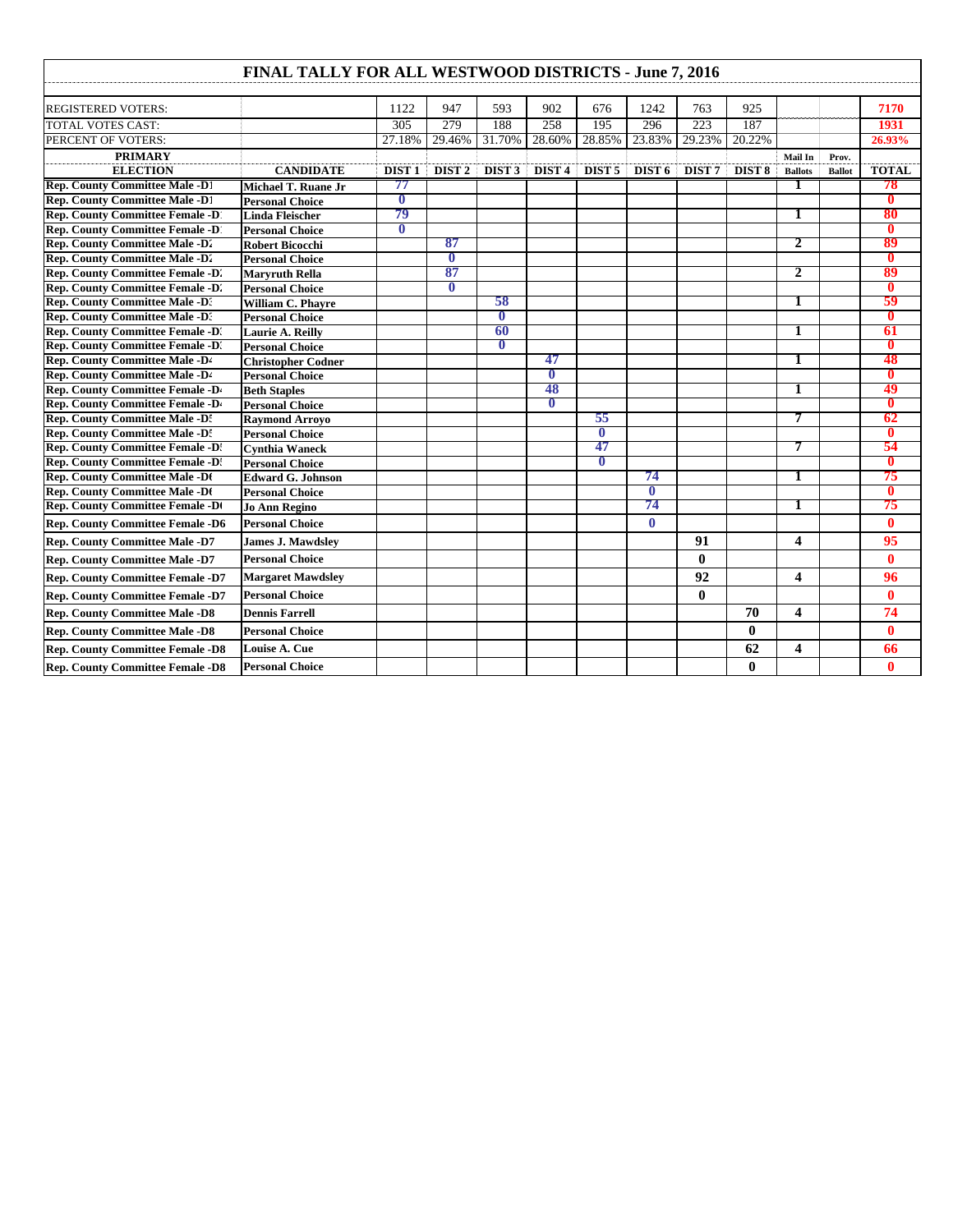## FINAL TALLY FOR ALL WESTWOOD DISTRICTS - June 7, 2016

| | | | | | | | | | | | | |
|---|---|---|---|---|---|---|---|---|---|---|---|---|
| REGISTERED VOTERS: | | 1122 | 947 | 593 | 902 | 676 | 1242 | 763 | 925 | | | 7170 |
| TOTAL VOTES CAST: | | 305 | 279 | 188 | 258 | 195 | 296 | 223 | 187 | | | 1931 |
| PERCENT OF VOTERS: | | 27.18% | 29.46% | 31.70% | 28.60% | 28.85% | 23.83% | 29.23% | 20.22% | | | 26.93% |
| **PRIMARY ELECTION** | **CANDIDATE** | **DIST 1** | **DIST 2** | **DIST 3** | **DIST 4** | **DIST 5** | **DIST 6** | **DIST 7** | **DIST 8** | **Mail In Ballots** | **Prov. Ballot** | **TOTAL** |
| Rep. County Committee Male -D1 | Michael T. Ruane Jr | 77 | | | | | | | | 1 | | 78 |
| Rep. County Committee Male -D1 | Personal Choice | 0 | | | | | | | | | | 0 |
| Rep. County Committee Female -D1 | Linda Fleischer | 79 | | | | | | | | 1 | | 80 |
| Rep. County Committee Female -D1 | Personal Choice | 0 | | | | | | | | | | 0 |
| Rep. County Committee Male -D2 | Robert Bicocchi | | 87 | | | | | | | 2 | | 89 |
| Rep. County Committee Male -D2 | Personal Choice | | 0 | | | | | | | | | 0 |
| Rep. County Committee Female -D2 | Maryruth Rella | | 87 | | | | | | | 2 | | 89 |
| Rep. County Committee Female -D2 | Personal Choice | | 0 | | | | | | | | | 0 |
| Rep. County Committee Male -D3 | William C. Phayre | | | 58 | | | | | | 1 | | 59 |
| Rep. County Committee Male -D3 | Personal Choice | | | 0 | | | | | | | | 0 |
| Rep. County Committee Female -D3 | Laurie A. Reilly | | | 60 | | | | | | 1 | | 61 |
| Rep. County Committee Female -D3 | Personal Choice | | | 0 | | | | | | | | 0 |
| Rep. County Committee Male -D4 | Christopher Codner | | | | 47 | | | | | 1 | | 48 |
| Rep. County Committee Male -D4 | Personal Choice | | | | 0 | | | | | | | 0 |
| Rep. County Committee Female -D4 | Beth Staples | | | | 48 | | | | | 1 | | 49 |
| Rep. County Committee Female -D4 | Personal Choice | | | | 0 | | | | | | | 0 |
| Rep. County Committee Male -D5 | Raymond Arroyo | | | | | 55 | | | | 7 | | 62 |
| Rep. County Committee Male -D5 | Personal Choice | | | | | 0 | | | | | | 0 |
| Rep. County Committee Female -D5 | Cynthia Waneck | | | | | 47 | | | | 7 | | 54 |
| Rep. County Committee Female -D5 | Personal Choice | | | | | 0 | | | | | | 0 |
| Rep. County Committee Male -D6 | Edward G. Johnson | | | | | | 74 | | | 1 | | 75 |
| Rep. County Committee Male -D6 | Personal Choice | | | | | | 0 | | | | | 0 |
| Rep. County Committee Female -D6 | Jo Ann Regino | | | | | | 74 | | | 1 | | 75 |
| Rep. County Committee Female -D6 | Personal Choice | | | | | | 0 | | | | | 0 |
| Rep. County Committee Male -D7 | James J. Mawdsley | | | | | | | 91 | | 4 | | 95 |
| Rep. County Committee Male -D7 | Personal Choice | | | | | | | 0 | | | | 0 |
| Rep. County Committee Female -D7 | Margaret Mawdsley | | | | | | | 92 | | 4 | | 96 |
| Rep. County Committee Female -D7 | Personal Choice | | | | | | | 0 | | | | 0 |
| Rep. County Committee Male -D8 | Dennis Farrell | | | | | | | | 70 | 4 | | 74 |
| Rep. County Committee Male -D8 | Personal Choice | | | | | | | | 0 | | | 0 |
| Rep. County Committee Female -D8 | Louise A. Cue | | | | | | | | 62 | 4 | | 66 |
| Rep. County Committee Female -D8 | Personal Choice | | | | | | | | 0 | | | 0 |